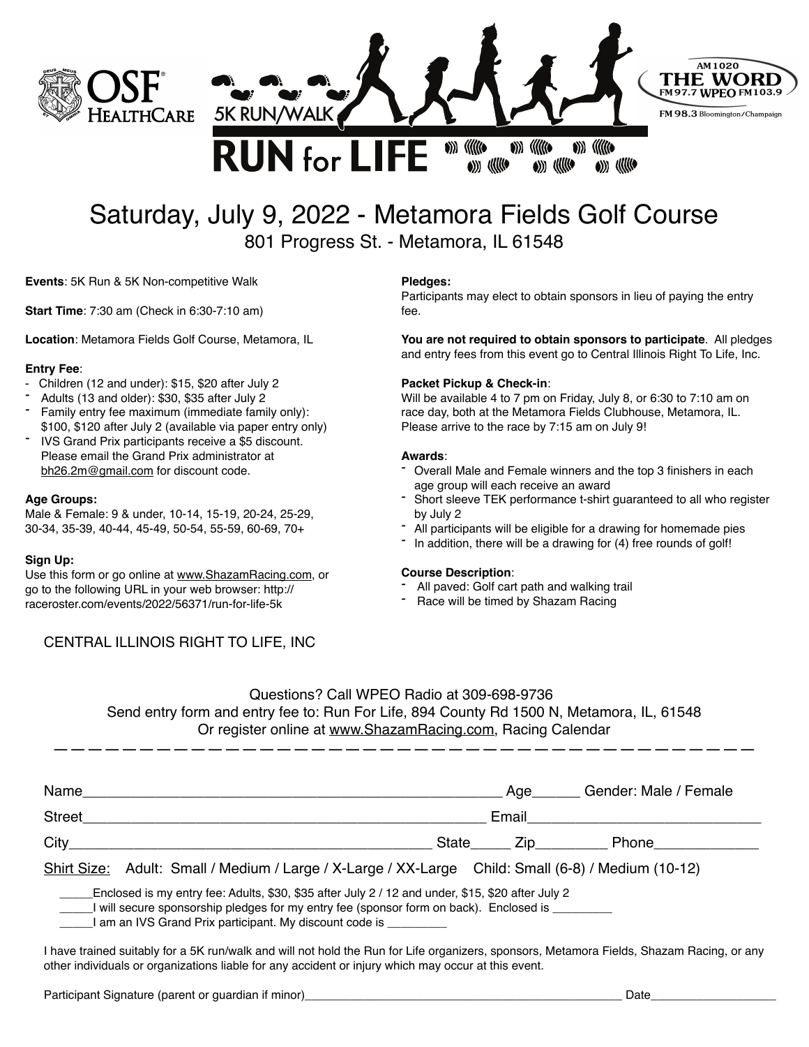OSF HealthCare

5K RUN/WALK

# RUN for LIFE

AM 1020 THE WORD FM 97.7 WPEO FM 103.9
FM 98.3 Bloomington/Champaign

## Saturday, July 9, 2022 - Metamora Fields Golf Course

801 Progress St. - Metamora, IL 61548

**Events**: 5K Run & 5K Non-competitive Walk

**Start Time**: 7:30 am (Check in 6:30-7:10 am)

**Location**: Metamora Fields Golf Course, Metamora, IL

**Entry Fee**:
- Children (12 and under): $15, $20 after July 2
- Adults (13 and older): $30, $35 after July 2
- Family entry fee maximum (immediate family only): $100, $120 after July 2 (available via paper entry only)
- IVS Grand Prix participants receive a $5 discount. Please email the Grand Prix administrator at bh26.2m@gmail.com for discount code.

**Age Groups:**
Male & Female: 9 & under, 10-14, 15-19, 20-24, 25-29, 30-34, 35-39, 40-44, 45-49, 50-54, 55-59, 60-69, 70+

**Sign Up:**
Use this form or go online at www.ShazamRacing.com, or go to the following URL in your web browser: http://raceroster.com/events/2022/56371/run-for-life-5k

**Pledges:**
Participants may elect to obtain sponsors in lieu of paying the entry fee.

**You are not required to obtain sponsors to participate**. All pledges and entry fees from this event go to Central Illinois Right To Life, Inc.

**Packet Pickup & Check-in**:
Will be available 4 to 7 pm on Friday, July 8, or 6:30 to 7:10 am on race day, both at the Metamora Fields Clubhouse, Metamora, IL. Please arrive to the race by 7:15 am on July 9!

**Awards**:
- Overall Male and Female winners and the top 3 finishers in each age group will each receive an award
- Short sleeve TEK performance t-shirt guaranteed to all who register by July 2
- All participants will be eligible for a drawing for homemade pies
- In addition, there will be a drawing for (4) free rounds of golf!

**Course Description**:
- All paved: Golf cart path and walking trail
- Race will be timed by Shazam Racing

CENTRAL ILLINOIS RIGHT TO LIFE, INC

Questions? Call WPEO Radio at 309-698-9736
Send entry form and entry fee to: Run For Life, 894 County Rd 1500 N, Metamora, IL, 61548
Or register online at www.ShazamRacing.com, Racing Calendar

— — — — — — — — — — — — — — — — — — — — — — — — — — — — — — — — — — — — — — — —

Name\_\_\_\_\_\_\_\_\_\_\_\_\_\_\_\_\_\_\_\_\_\_\_\_\_\_\_\_\_\_\_\_\_\_\_\_\_\_\_\_\_\_\_\_\_\_\_\_ Age\_\_\_\_\_\_ Gender: Male / Female

Street\_\_\_\_\_\_\_\_\_\_\_\_\_\_\_\_\_\_\_\_\_\_\_\_\_\_\_\_\_\_\_\_\_\_\_\_\_\_\_\_\_\_\_\_ Email\_\_\_\_\_\_\_\_\_\_\_\_\_\_\_\_\_\_\_\_\_\_\_\_\_\_\_

City\_\_\_\_\_\_\_\_\_\_\_\_\_\_\_\_\_\_\_\_\_\_\_\_\_\_\_\_\_\_\_\_\_\_\_\_\_\_\_\_ State\_\_\_\_\_ Zip\_\_\_\_\_\_\_\_\_ Phone\_\_\_\_\_\_\_\_\_\_\_\_\_

Shirt Size: Adult: Small / Medium / Large / X-Large / XX-Large Child: Small (6-8) / Medium (10-12)

\_\_\_\_\_Enclosed is my entry fee: Adults, $30, $35 after July 2 / 12 and under, $15, $20 after July 2
\_\_\_\_\_I will secure sponsorship pledges for my entry fee (sponsor form on back). Enclosed is \_\_\_\_\_\_\_\_\_
\_\_\_\_\_I am an IVS Grand Prix participant. My discount code is \_\_\_\_\_\_\_\_\_

I have trained suitably for a 5K run/walk and will not hold the Run for Life organizers, sponsors, Metamora Fields, Shazam Racing, or any other individuals or organizations liable for any accident or injury which may occur at this event.

Participant Signature (parent or guardian if minor)\_\_\_\_\_\_\_\_\_\_\_\_\_\_\_\_\_\_\_\_\_\_\_\_\_\_\_\_\_\_\_\_\_\_\_\_\_\_\_\_\_\_\_\_ Date\_\_\_\_\_\_\_\_\_\_\_\_\_\_\_\_\_\_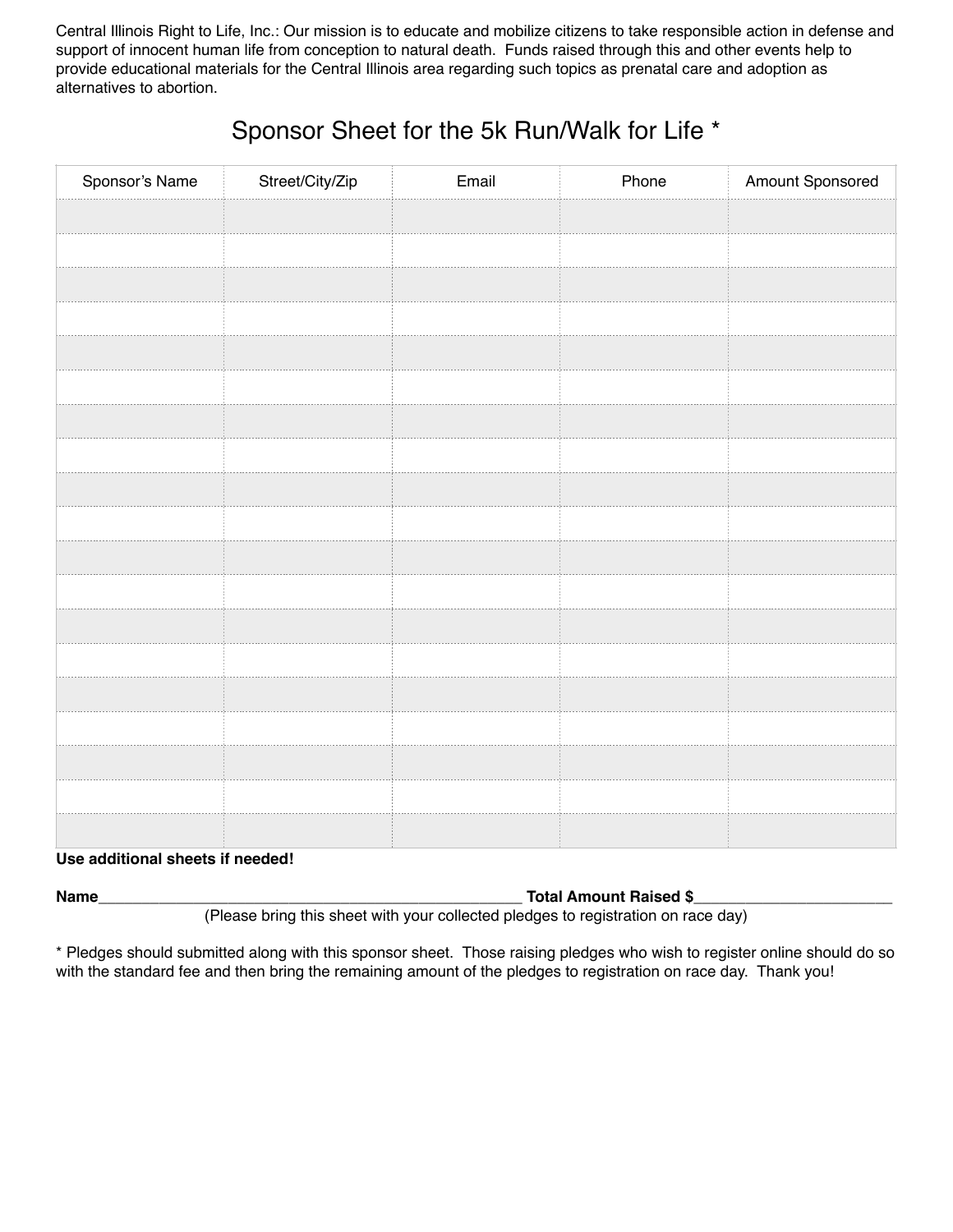Central Illinois Right to Life, Inc.: Our mission is to educate and mobilize citizens to take responsible action in defense and support of innocent human life from conception to natural death. Funds raised through this and other events help to provide educational materials for the Central Illinois area regarding such topics as prenatal care and adoption as alternatives to abortion.

## Sponsor Sheet for the 5k Run/Walk for Life *

| Sponsor's Name | Street/City/Zip | Email | Phone | Amount Sponsored |
|---|---|---|---|---|
| | | | | |
| | | | | |
| | | | | |
| | | | | |
| | | | | |
| | | | | |
| | | | | |
| | | | | |
| | | | | |
| | | | | |
| | | | | |
| | | | | |
| | | | | |
| | | | | |
| | | | | |
| | | | | |
| | | | | |
| | | | | |
| | | | | |

**Use additional sheets if needed!**

**Name**__________________________________________________ **Total Amount Raised $**________________________

(Please bring this sheet with your collected pledges to registration on race day)

* Pledges should submitted along with this sponsor sheet. Those raising pledges who wish to register online should do so with the standard fee and then bring the remaining amount of the pledges to registration on race day. Thank you!